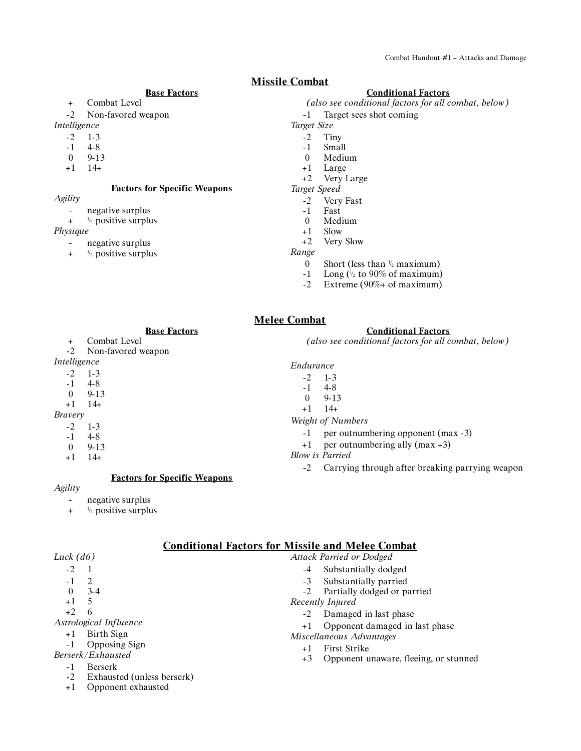## Missile Combat

### Base Factors

- \+ Combat Level
- -2 Non-favored weapon

*Intelligence*

- -2 1-3
- -1 4-8
- 0 9-13
- +1 14+

### Factors for Specific Weapons

*Agility*

- \- negative surplus
- \+ ½ positive surplus

*Physique*

- \- negative surplus
- \+ ½ positive surplus

### Conditional Factors

*(also see conditional factors for all combat, below)*

- -1 Target sees shot coming

*Target Size*

- -2 Tiny
- -1 Small
- 0 Medium
- +1 Large
- +2 Very Large

*Target Speed*

- -2 Very Fast
- -1 Fast
- 0 Medium
- +1 Slow
- +2 Very Slow

*Range*

- 0 Short (less than ½ maximum)
- -1 Long (½ to 90% of maximum)
- -2 Extreme (90%+ of maximum)

## Melee Combat

### Base Factors

- \+ Combat Level
- -2 Non-favored weapon

*Intelligence*

- -2 1-3
- -1 4-8
- 0 9-13
- +1 14+

*Bravery*

- -2 1-3
- -1 4-8
- 0 9-13
- +1 14+

### Factors for Specific Weapons

*Agility*

- \- negative surplus
- \+ ½ positive surplus

### Conditional Factors

*(also see conditional factors for all combat, below)*

*Endurance*

- -2 1-3
- -1 4-8
- 0 9-13
- +1 14+

*Weight of Numbers*

- -1 per outnumbering opponent (max -3)
- +1 per outnumbering ally (max +3)

*Blow is Parried*

- -2 Carrying through after breaking parrying weapon

## Conditional Factors for Missile and Melee Combat

*Luck (d6)*

- -2 1
- -1 2
- 0 3-4
- +1 5
- +2 6

*Astrological Influence*

- +1 Birth Sign
- -1 Opposing Sign

*Berserk/Exhausted*

- -1 Berserk
- -2 Exhausted (unless berserk)
- +1 Opponent exhausted

*Attack Parried or Dodged*

- -4 Substantially dodged
- -3 Substantially parried
- -2 Partially dodged or parried

*Recently Injured*

- -2 Damaged in last phase
- +1 Opponent damaged in last phase

*Miscellaneous Advantages*

- +1 First Strike
- +3 Opponent unaware, fleeing, or stunned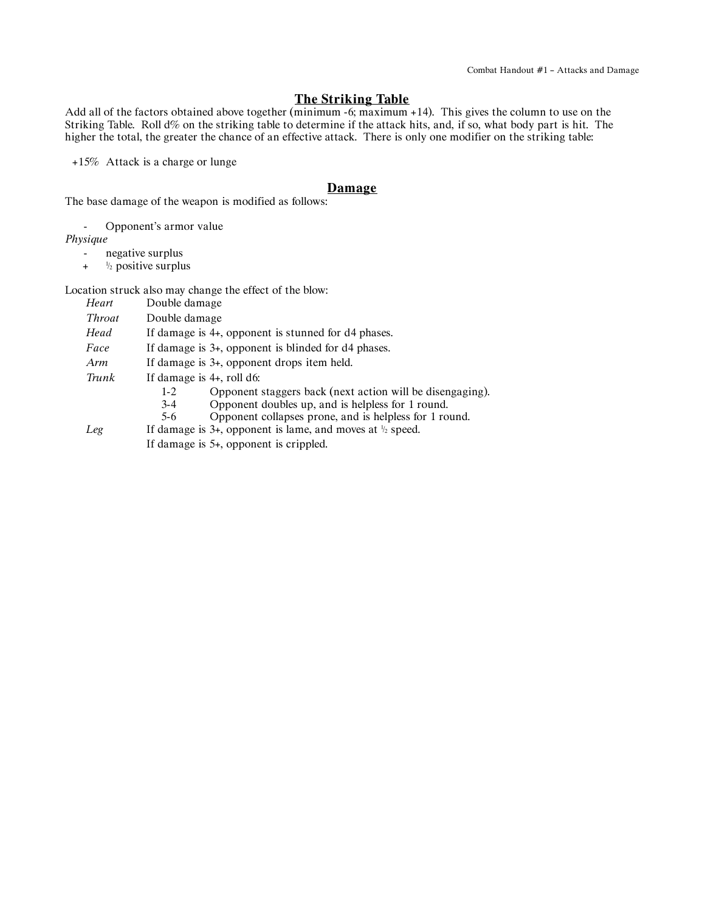## The Striking Table

Add all of the factors obtained above together (minimum -6; maximum +14). This gives the column to use on the Striking Table. Roll d% on the striking table to determine if the attack hits, and, if so, what body part is hit. The higher the total, the greater the chance of an effective attack. There is only one modifier on the striking table:

+15% Attack is a charge or lunge

## Damage

The base damage of the weapon is modified as follows:

- \- Opponent's armor value

*Physique*

- \- negative surplus
- \+ ½ positive surplus

Location struck also may change the effect of the blow:

| | |
|---|---|
| *Heart* | Double damage |
| *Throat* | Double damage |
| *Head* | If damage is 4+, opponent is stunned for d4 phases. |
| *Face* | If damage is 3+, opponent is blinded for d4 phases. |
| *Arm* | If damage is 3+, opponent drops item held. |
| *Trunk* | If damage is 4+, roll d6: 1-2 Opponent staggers back (next action will be disengaging). 3-4 Opponent doubles up, and is helpless for 1 round. 5-6 Opponent collapses prone, and is helpless for 1 round. |
| *Leg* | If damage is 3+, opponent is lame, and moves at ½ speed. If damage is 5+, opponent is crippled. |